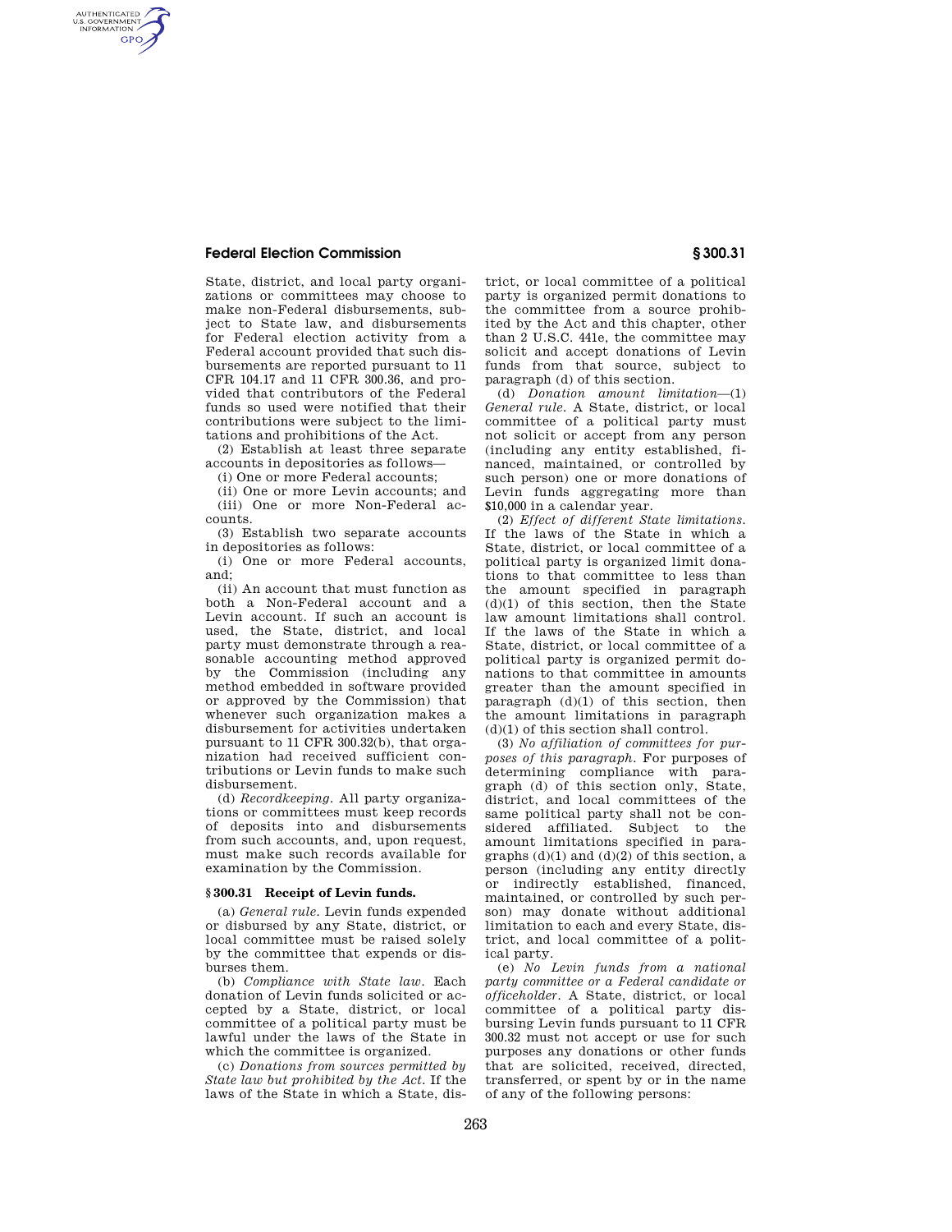State, district, and local party organizations or committees may choose to make non-Federal disbursements, subject to State law, and disbursements for Federal election activity from a Federal account provided that such disbursements are reported pursuant to 11 CFR 104.17 and 11 CFR 300.36, and provided that contributors of the Federal funds so used were notified that their contributions were subject to the limitations and prohibitions of the Act.

(2) Establish at least three separate accounts in depositories as follows—

(i) One or more Federal accounts;

(ii) One or more Levin accounts; and

(iii) One or more Non-Federal accounts.

(3) Establish two separate accounts in depositories as follows:

(i) One or more Federal accounts, and;

(ii) An account that must function as both a Non-Federal account and a Levin account. If such an account is used, the State, district, and local party must demonstrate through a reasonable accounting method approved by the Commission (including any method embedded in software provided or approved by the Commission) that whenever such organization makes a disbursement for activities undertaken pursuant to 11 CFR 300.32(b), that organization had received sufficient contributions or Levin funds to make such disbursement.

(d) *Recordkeeping.* All party organizations or committees must keep records of deposits into and disbursements from such accounts, and, upon request, must make such records available for examination by the Commission.

## § 300.31 Receipt of Levin funds.

(a) *General rule.* Levin funds expended or disbursed by any State, district, or local committee must be raised solely by the committee that expends or disburses them.

(b) *Compliance with State law.* Each donation of Levin funds solicited or accepted by a State, district, or local committee of a political party must be lawful under the laws of the State in which the committee is organized.

(c) *Donations from sources permitted by State law but prohibited by the Act.* If the laws of the State in which a State, district, or local committee of a political party is organized permit donations to the committee from a source prohibited by the Act and this chapter, other than 2 U.S.C. 441e, the committee may solicit and accept donations of Levin funds from that source, subject to paragraph (d) of this section.

(d) *Donation amount limitation*—(1) *General rule.* A State, district, or local committee of a political party must not solicit or accept from any person (including any entity established, financed, maintained, or controlled by such person) one or more donations of Levin funds aggregating more than $10,000 in a calendar year.

(2) *Effect of different State limitations.* If the laws of the State in which a State, district, or local committee of a political party is organized limit donations to that committee to less than the amount specified in paragraph (d)(1) of this section, then the State law amount limitations shall control. If the laws of the State in which a State, district, or local committee of a political party is organized permit donations to that committee in amounts greater than the amount specified in paragraph (d)(1) of this section, then the amount limitations in paragraph (d)(1) of this section shall control.

(3) *No affiliation of committees for purposes of this paragraph.* For purposes of determining compliance with paragraph (d) of this section only, State, district, and local committees of the same political party shall not be considered affiliated. Subject to the amount limitations specified in paragraphs (d)(1) and (d)(2) of this section, a person (including any entity directly or indirectly established, financed, maintained, or controlled by such person) may donate without additional limitation to each and every State, district, and local committee of a political party.

(e) *No Levin funds from a national party committee or a Federal candidate or officeholder.* A State, district, or local committee of a political party disbursing Levin funds pursuant to 11 CFR 300.32 must not accept or use for such purposes any donations or other funds that are solicited, received, directed, transferred, or spent by or in the name of any of the following persons: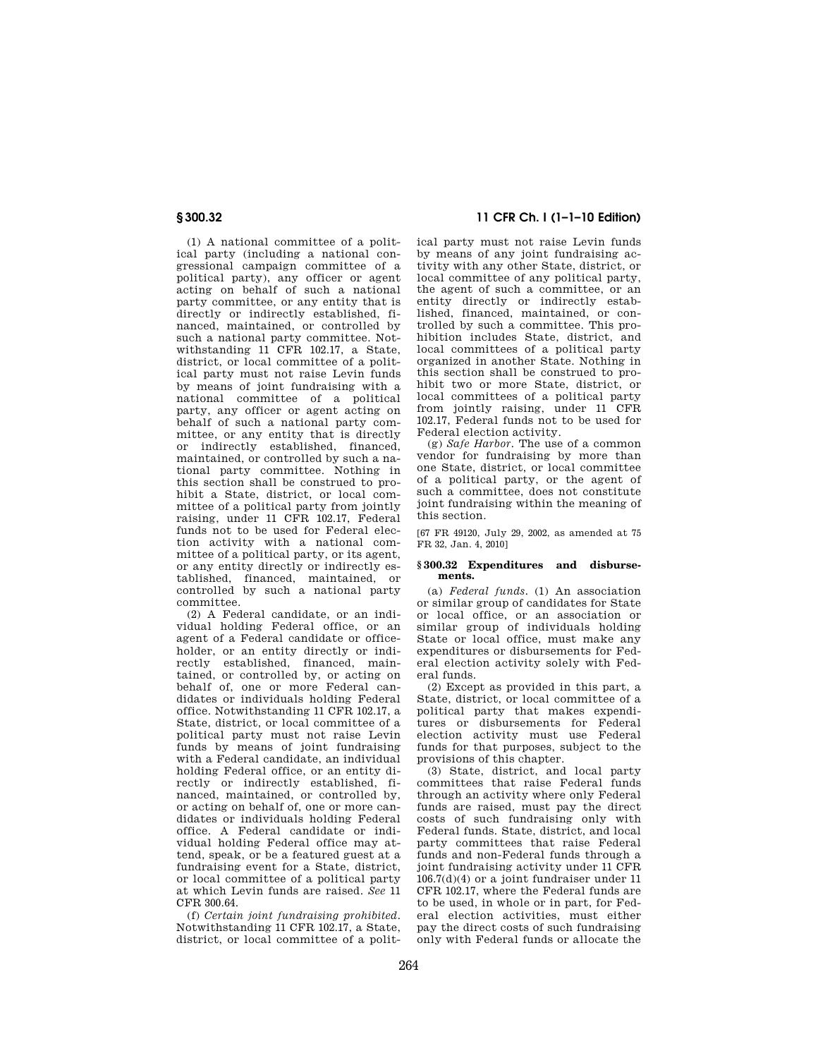(1) A national committee of a political party (including a national congressional campaign committee of a political party), any officer or agent acting on behalf of such a national party committee, or any entity that is directly or indirectly established, financed, maintained, or controlled by such a national party committee. Notwithstanding 11 CFR 102.17, a State, district, or local committee of a political party must not raise Levin funds by means of joint fundraising with a national committee of a political party, any officer or agent acting on behalf of such a national party committee, or any entity that is directly or indirectly established, financed, maintained, or controlled by such a national party committee. Nothing in this section shall be construed to prohibit a State, district, or local committee of a political party from jointly raising, under 11 CFR 102.17, Federal funds not to be used for Federal election activity with a national committee of a political party, or its agent, or any entity directly or indirectly established, financed, maintained, or controlled by such a national party committee.

(2) A Federal candidate, or an individual holding Federal office, or an agent of a Federal candidate or officeholder, or an entity directly or indirectly established, financed, maintained, or controlled by, or acting on behalf of, one or more Federal candidates or individuals holding Federal office. Notwithstanding 11 CFR 102.17, a State, district, or local committee of a political party must not raise Levin funds by means of joint fundraising with a Federal candidate, an individual holding Federal office, or an entity directly or indirectly established, financed, maintained, or controlled by, or acting on behalf of, one or more candidates or individuals holding Federal office. A Federal candidate or individual holding Federal office may attend, speak, or be a featured guest at a fundraising event for a State, district, or local committee of a political party at which Levin funds are raised. *See* 11 CFR 300.64.

(f) *Certain joint fundraising prohibited.* Notwithstanding 11 CFR 102.17, a State, district, or local committee of a political party must not raise Levin funds by means of any joint fundraising activity with any other State, district, or local committee of any political party, the agent of such a committee, or an entity directly or indirectly established, financed, maintained, or controlled by such a committee. This prohibition includes State, district, and local committees of a political party organized in another State. Nothing in this section shall be construed to prohibit two or more State, district, or local committees of a political party from jointly raising, under 11 CFR 102.17, Federal funds not to be used for Federal election activity.

(g) *Safe Harbor.* The use of a common vendor for fundraising by more than one State, district, or local committee of a political party, or the agent of such a committee, does not constitute joint fundraising within the meaning of this section.

[67 FR 49120, July 29, 2002, as amended at 75 FR 32, Jan. 4, 2010]

## § 300.32 Expenditures and disbursements.

(a) *Federal funds.* (1) An association or similar group of candidates for State or local office, or an association or similar group of individuals holding State or local office, must make any expenditures or disbursements for Federal election activity solely with Federal funds.

(2) Except as provided in this part, a State, district, or local committee of a political party that makes expenditures or disbursements for Federal election activity must use Federal funds for that purposes, subject to the provisions of this chapter.

(3) State, district, and local party committees that raise Federal funds through an activity where only Federal funds are raised, must pay the direct costs of such fundraising only with Federal funds. State, district, and local party committees that raise Federal funds and non-Federal funds through a joint fundraising activity under 11 CFR 106.7(d)(4) or a joint fundraiser under 11 CFR 102.17, where the Federal funds are to be used, in whole or in part, for Federal election activities, must either pay the direct costs of such fundraising only with Federal funds or allocate the